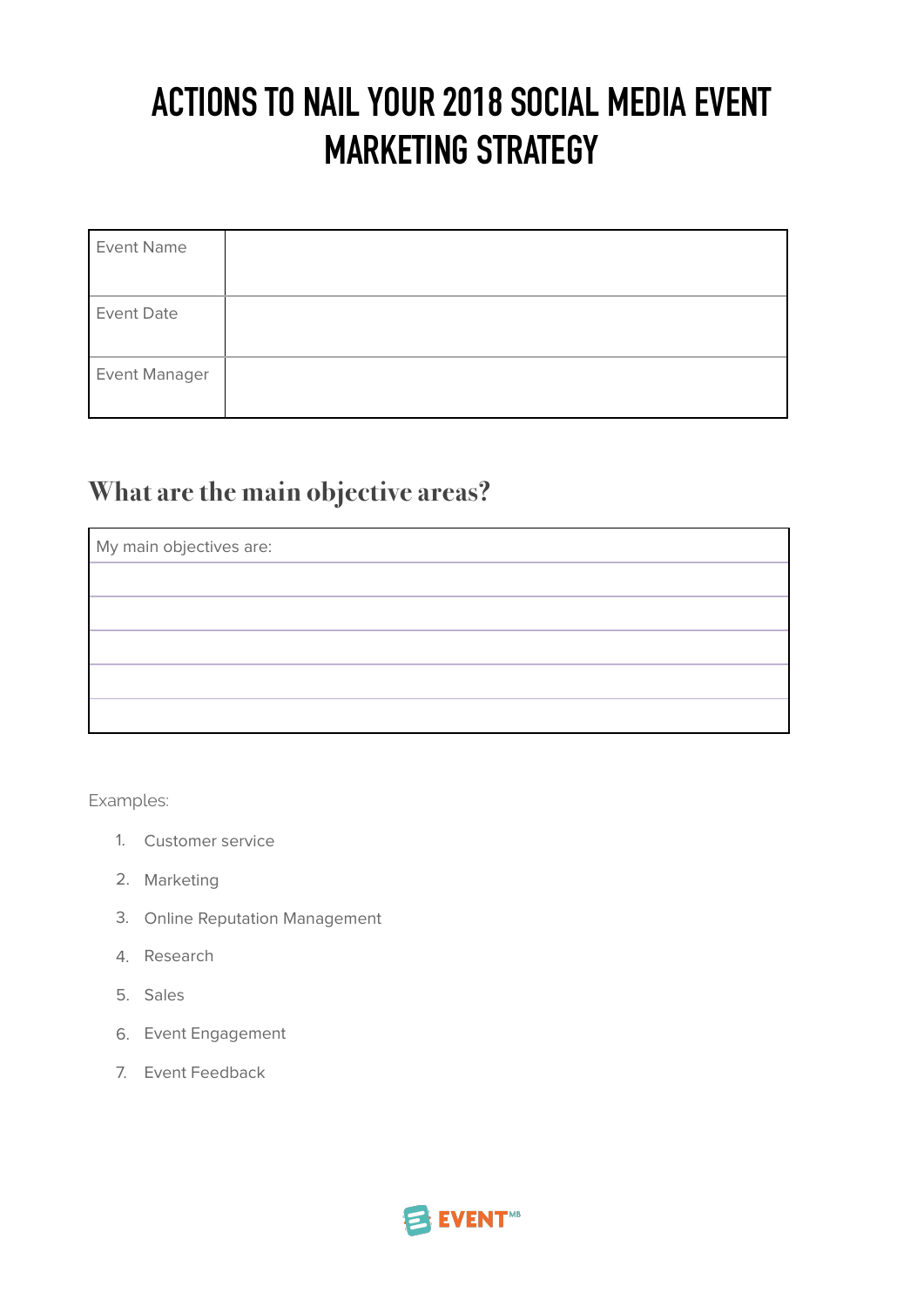# ACTIONS TO NAIL YOUR 2018 SOCIAL MEDIA EVENT MARKETING STRATEGY

| | |
|---|---|
| Event Name | |
| Event Date | |
| Event Manager | |

## What are the main objective areas?

| My main objectives are: |
|---|
| |
| |
| |
| |
| |

Examples:

1. Customer service
2. Marketing
3. Online Reputation Management
4. Research
5. Sales
6. Event Engagement
7. Event Feedback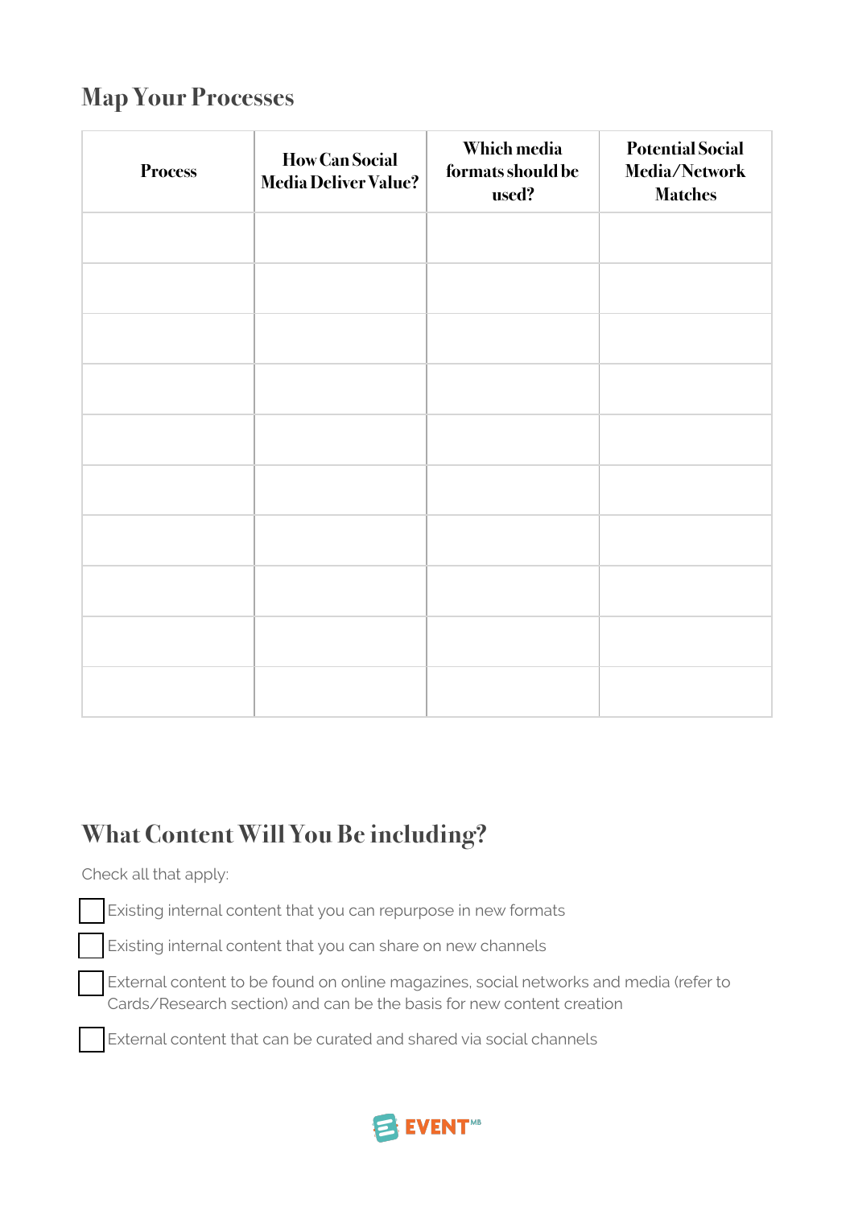## Map Your Processes

| Process | How Can Social Media Deliver Value? | Which media formats should be used? | Potential Social Media/Network Matches |
|---|---|---|---|
| | | | |
| | | | |
| | | | |
| | | | |
| | | | |
| | | | |
| | | | |
| | | | |
| | | | |
| | | | |

## What Content Will You Be including?

Check all that apply:

- [ ] Existing internal content that you can repurpose in new formats
- [ ] Existing internal content that you can share on new channels
- [ ] External content to be found on online magazines, social networks and media (refer to Cards/Research section) and can be the basis for new content creation
- [ ] External content that can be curated and shared via social channels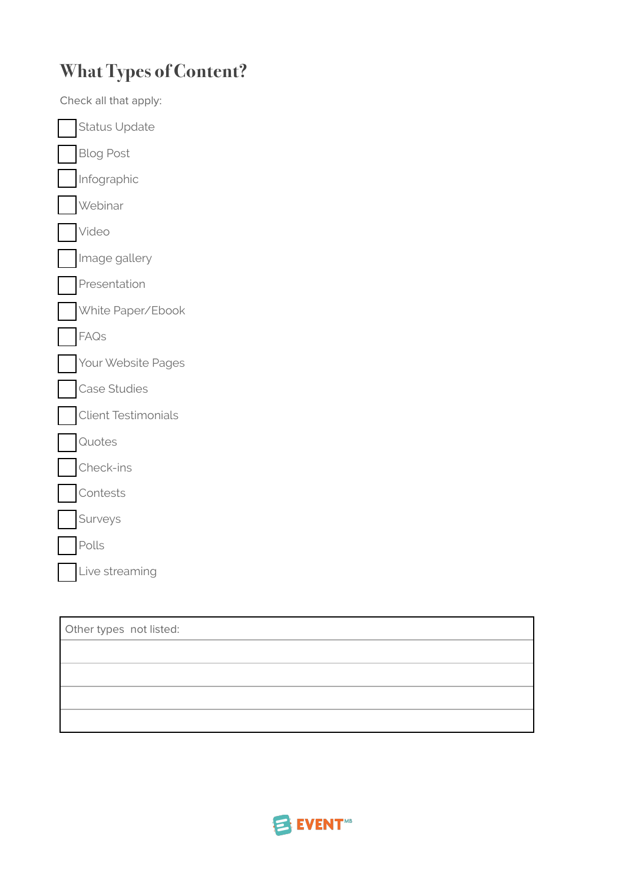## What Types of Content?

Check all that apply:

- [ ] Status Update
- [ ] Blog Post
- [ ] Infographic
- [ ] Webinar
- [ ] Video
- [ ] Image gallery
- [ ] Presentation
- [ ] White Paper/Ebook
- [ ] FAQs
- [ ] Your Website Pages
- [ ] Case Studies
- [ ] Client Testimonials
- [ ] Quotes
- [ ] Check-ins
- [ ] Contests
- [ ] Surveys
- [ ] Polls
- [ ] Live streaming

| Other types not listed: |
|---|
| |
| |
| |
| |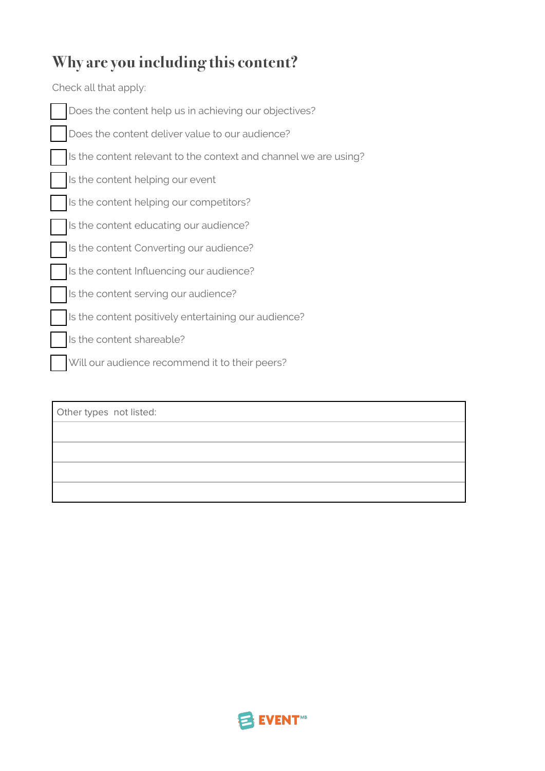# Why are you including this content?

Check all that apply:

- [ ] Does the content help us in achieving our objectives?
- [ ] Does the content deliver value to our audience?
- [ ] Is the content relevant to the context and channel we are using?
- [ ] Is the content helping our event
- [ ] Is the content helping our competitors?
- [ ] Is the content educating our audience?
- [ ] Is the content Converting our audience?
- [ ] Is the content Influencing our audience?
- [ ] Is the content serving our audience?
- [ ] Is the content positively entertaining our audience?
- [ ] Is the content shareable?
- [ ] Will our audience recommend it to their peers?

| Other types not listed: |
|---|
| |
| |
| |
| |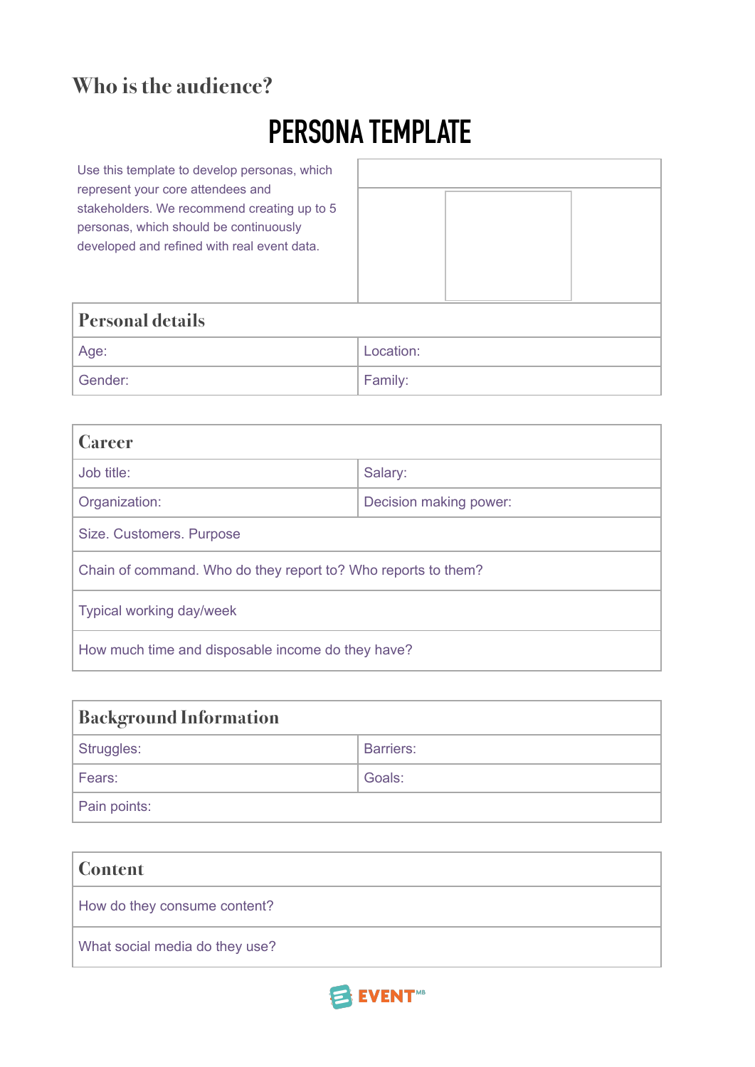## Who is the audience?

# PERSONA TEMPLATE

Use this template to develop personas, which represent your core attendees and stakeholders. We recommend creating up to 5 personas, which should be continuously developed and refined with real event data.

| Personal details | |
|---|---|
| Age: | Location: |
| Gender: | Family: |

| Career | |
|---|---|
| Job title: | Salary: |
| Organization: | Decision making power: |
| Size. Customers. Purpose | |
| Chain of command. Who do they report to? Who reports to them? | |
| Typical working day/week | |
| How much time and disposable income do they have? | |

| Background Information | |
|---|---|
| Struggles: | Barriers: |
| Fears: | Goals: |
| Pain points: | |

| Content |
|---|
| How do they consume content? |
| What social media do they use? |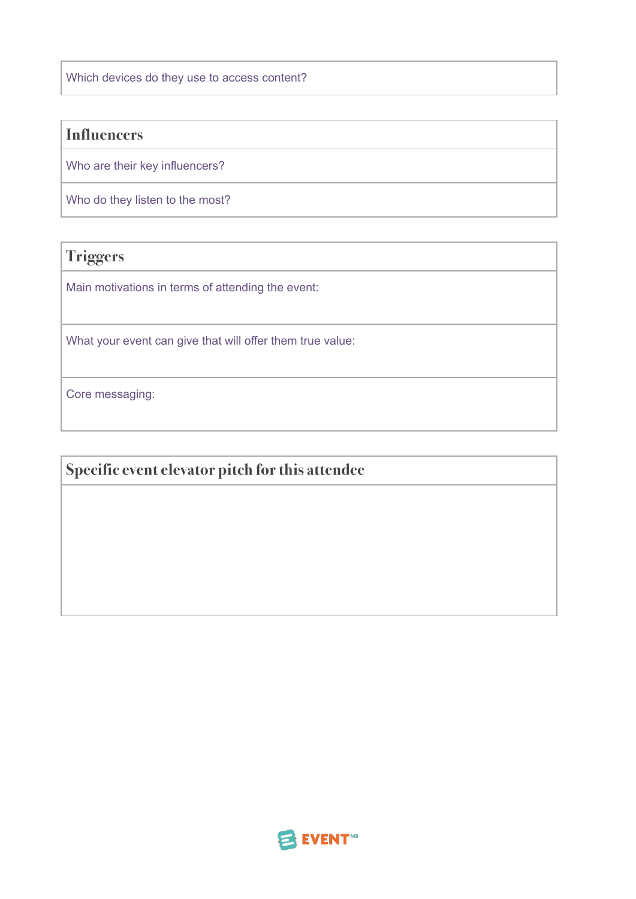| Which devices do they use to access content? |
|---|

| Influencers |
|---|
| Who are their key influencers? |
| Who do they listen to the most? |

| Triggers |
|---|
| Main motivations in terms of attending the event: |
| What your event can give that will offer them true value: |
| Core messaging: |

| Specific event elevator pitch for this attendee |
|---|
| |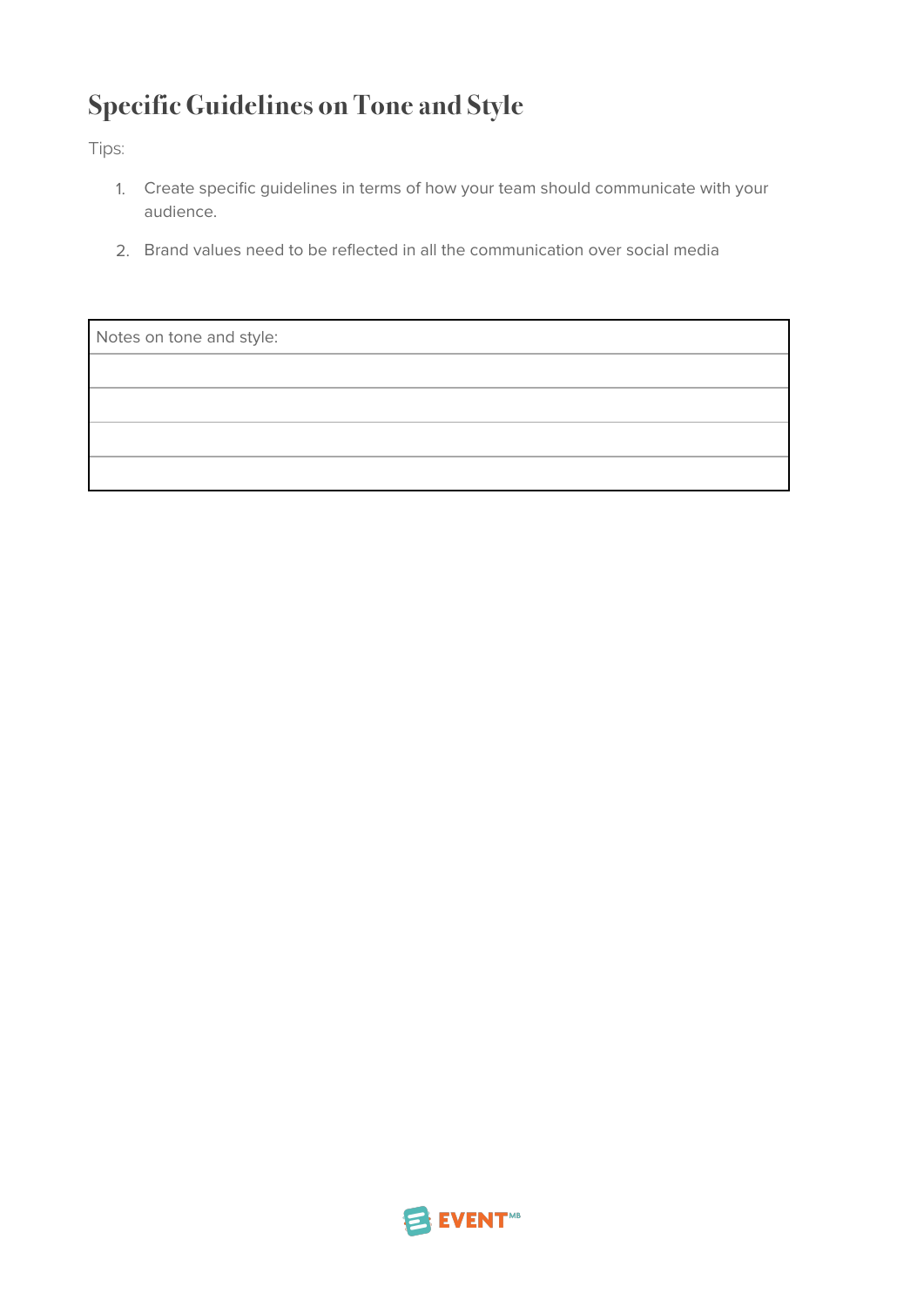# Specific Guidelines on Tone and Style

Tips:

1. Create specific guidelines in terms of how your team should communicate with your audience.
2. Brand values need to be reflected in all the communication over social media

| Notes on tone and style: |
| --- |
| |
| |
| |
| |